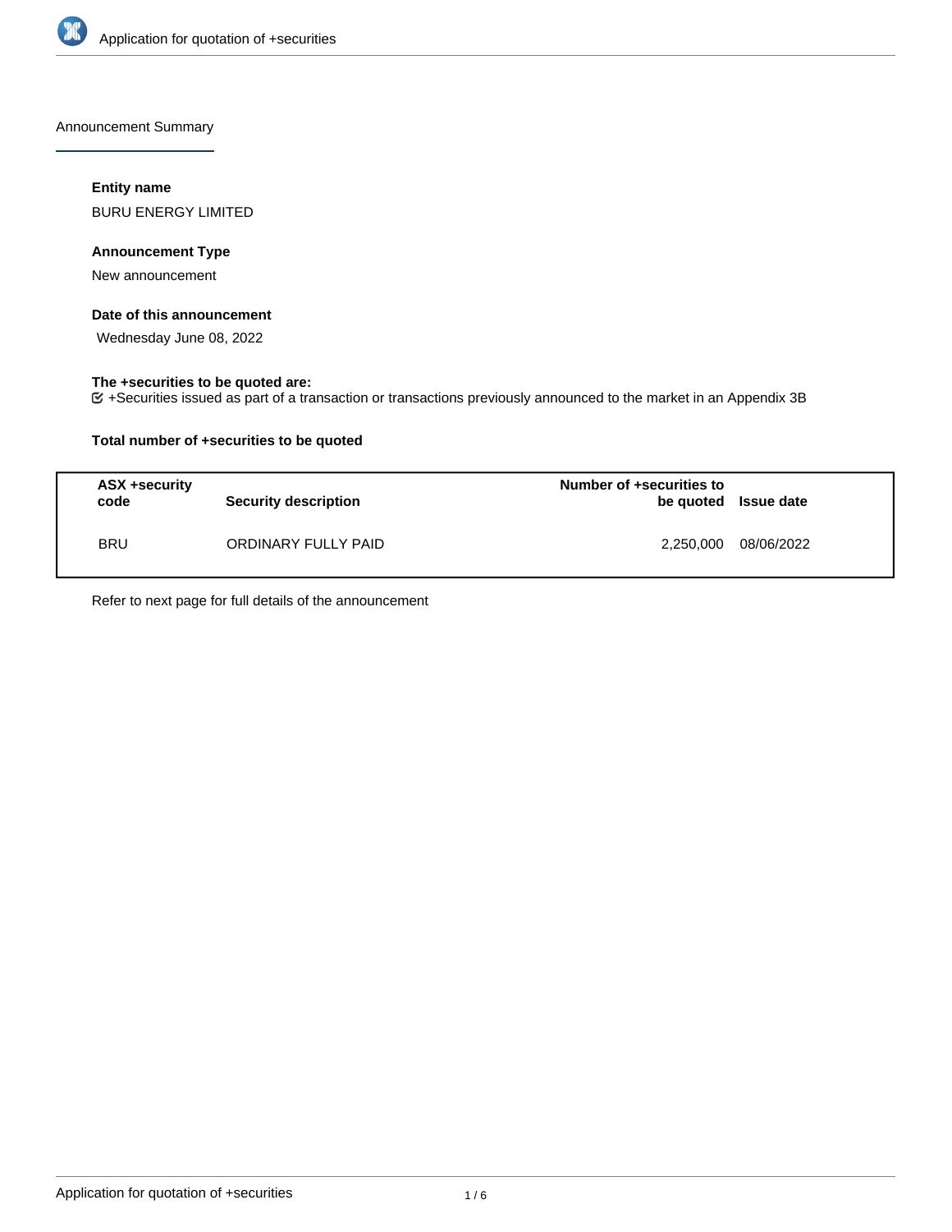Announcement Summary

**Entity name**

BURU ENERGY LIMITED

**Announcement Type**

New announcement

**Date of this announcement**

Wednesday June 08, 2022

**The +securities to be quoted are:**

☑ +Securities issued as part of a transaction or transactions previously announced to the market in an Appendix 3B

**Total number of +securities to be quoted**

| ASX +security code | Security description | Number of +securities to be quoted | Issue date |
|---|---|---|---|
| BRU | ORDINARY FULLY PAID | 2,250,000 | 08/06/2022 |

Refer to next page for full details of the announcement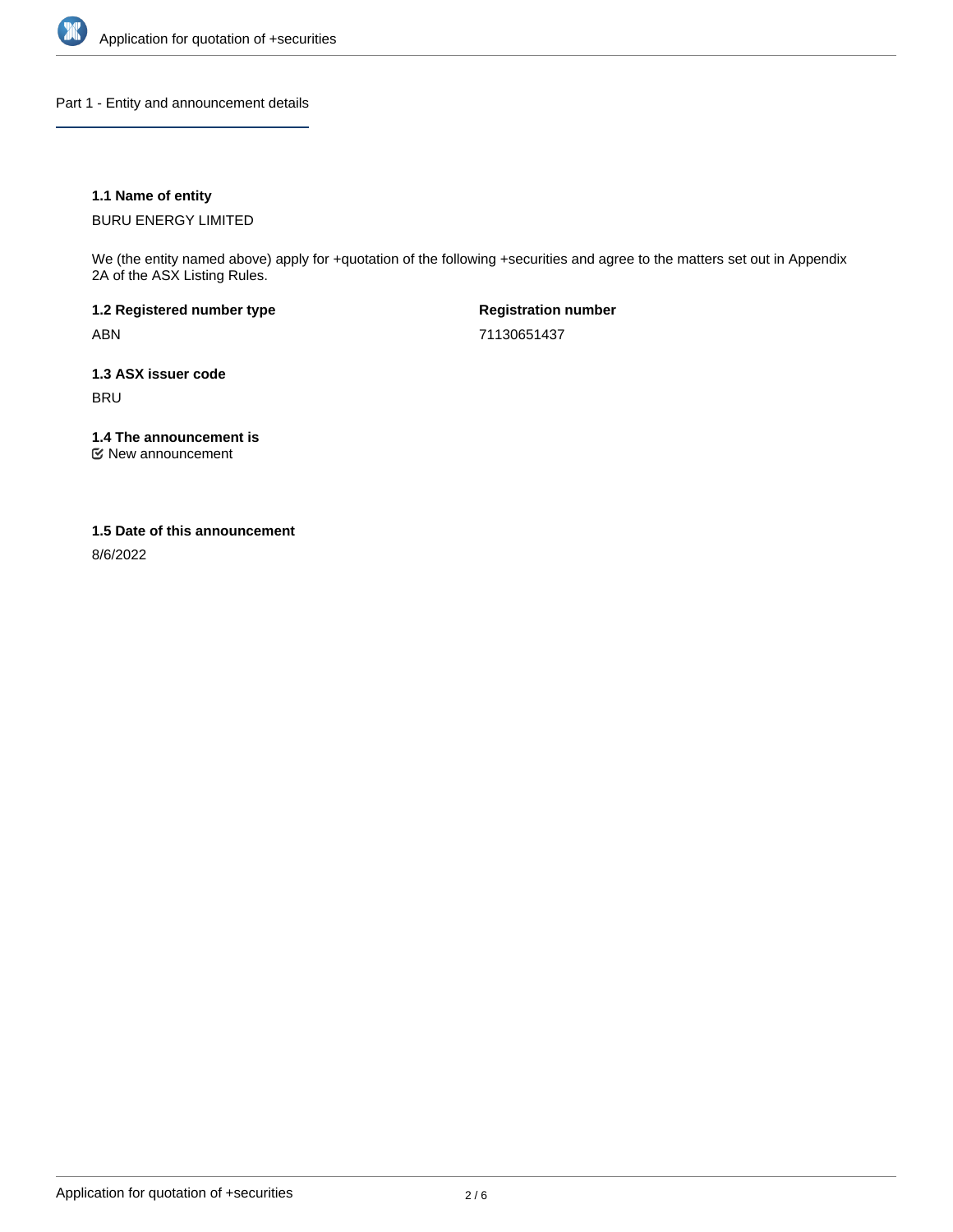## Part 1 - Entity and announcement details

**1.1 Name of entity**

BURU ENERGY LIMITED

We (the entity named above) apply for +quotation of the following +securities and agree to the matters set out in Appendix 2A of the ASX Listing Rules.

**1.2 Registered number type**

ABN

**Registration number**

71130651437

**1.3 ASX issuer code**

BRU

**1.4 The announcement is**

☑ New announcement

**1.5 Date of this announcement**

8/6/2022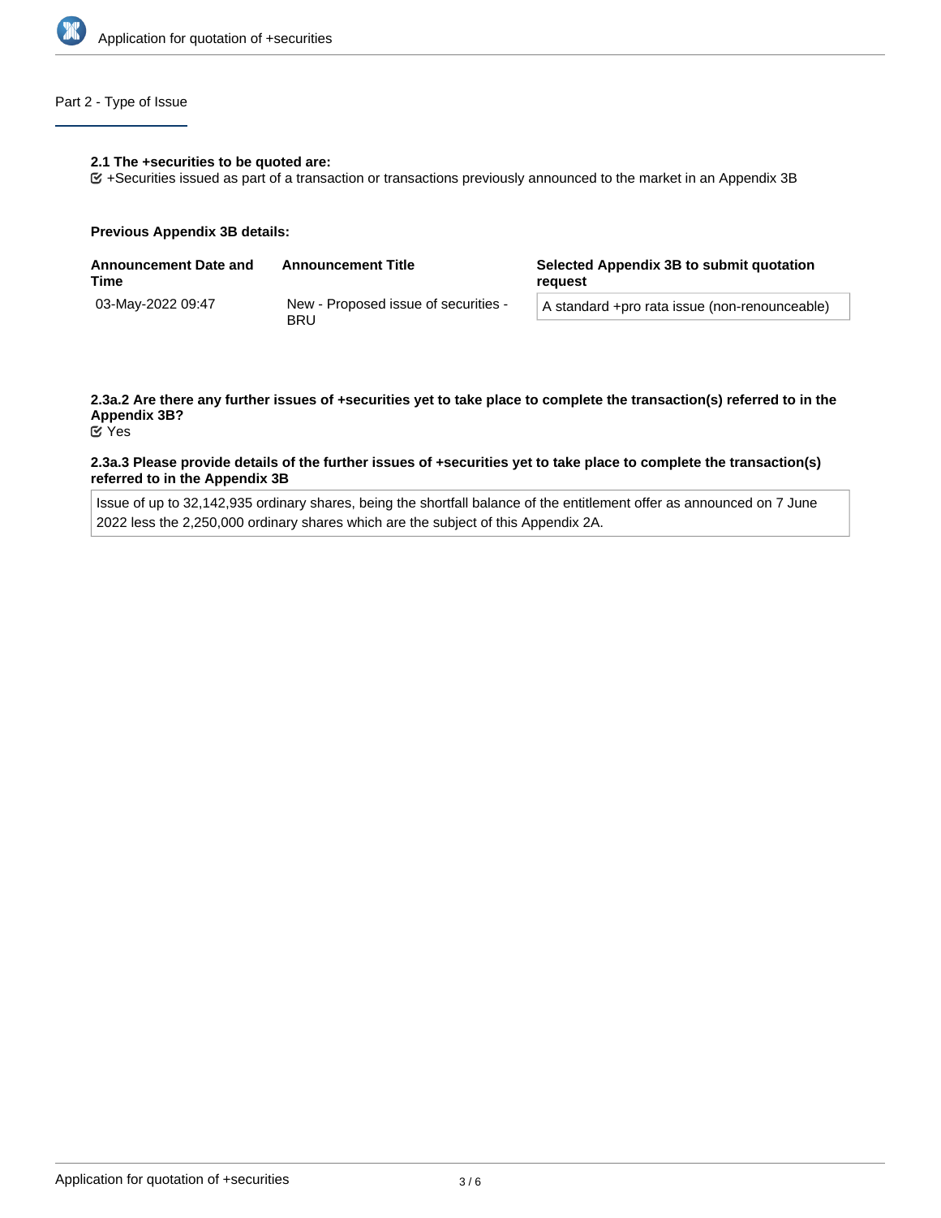## Part 2 - Type of Issue

**2.1 The +securities to be quoted are:**

☑ +Securities issued as part of a transaction or transactions previously announced to the market in an Appendix 3B

**Previous Appendix 3B details:**

| Announcement Date and Time | Announcement Title | Selected Appendix 3B to submit quotation request |
|---|---|---|
| 03-May-2022 09:47 | New - Proposed issue of securities - BRU | A standard +pro rata issue (non-renounceable) |

**2.3a.2 Are there any further issues of +securities yet to take place to complete the transaction(s) referred to in the Appendix 3B?**

☑ Yes

**2.3a.3 Please provide details of the further issues of +securities yet to take place to complete the transaction(s) referred to in the Appendix 3B**

Issue of up to 32,142,935 ordinary shares, being the shortfall balance of the entitlement offer as announced on 7 June 2022 less the 2,250,000 ordinary shares which are the subject of this Appendix 2A.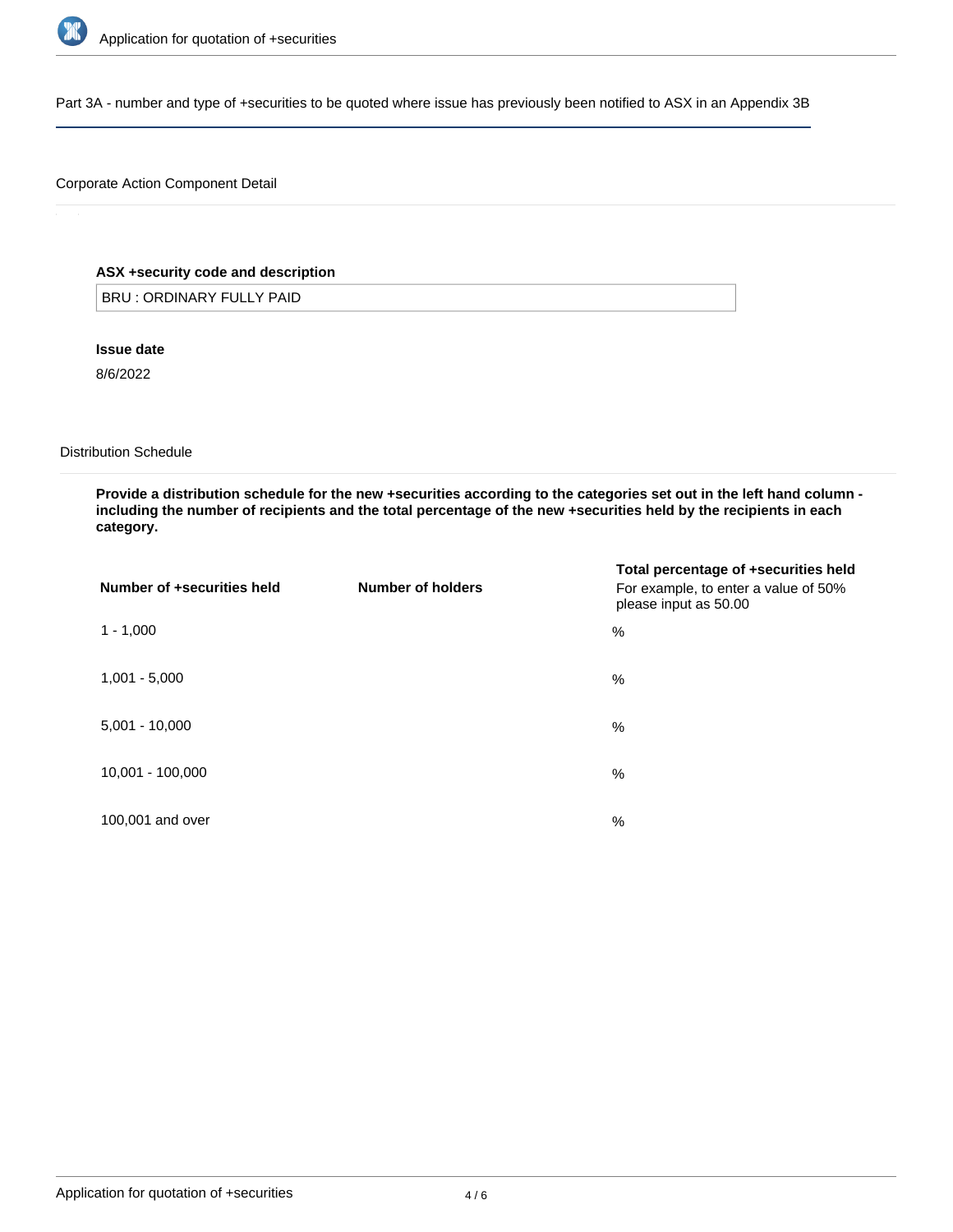Part 3A - number and type of +securities to be quoted where issue has previously been notified to ASX in an Appendix 3B

Corporate Action Component Detail

**ASX +security code and description**

BRU : ORDINARY FULLY PAID

**Issue date**

8/6/2022

Distribution Schedule

**Provide a distribution schedule for the new +securities according to the categories set out in the left hand column - including the number of recipients and the total percentage of the new +securities held by the recipients in each category.**

| Number of +securities held | Number of holders | Total percentage of +securities held For example, to enter a value of 50% please input as 50.00 |
|---|---|---|
| 1 - 1,000 | | % |
| 1,001 - 5,000 | | % |
| 5,001 - 10,000 | | % |
| 10,001 - 100,000 | | % |
| 100,001 and over | | % |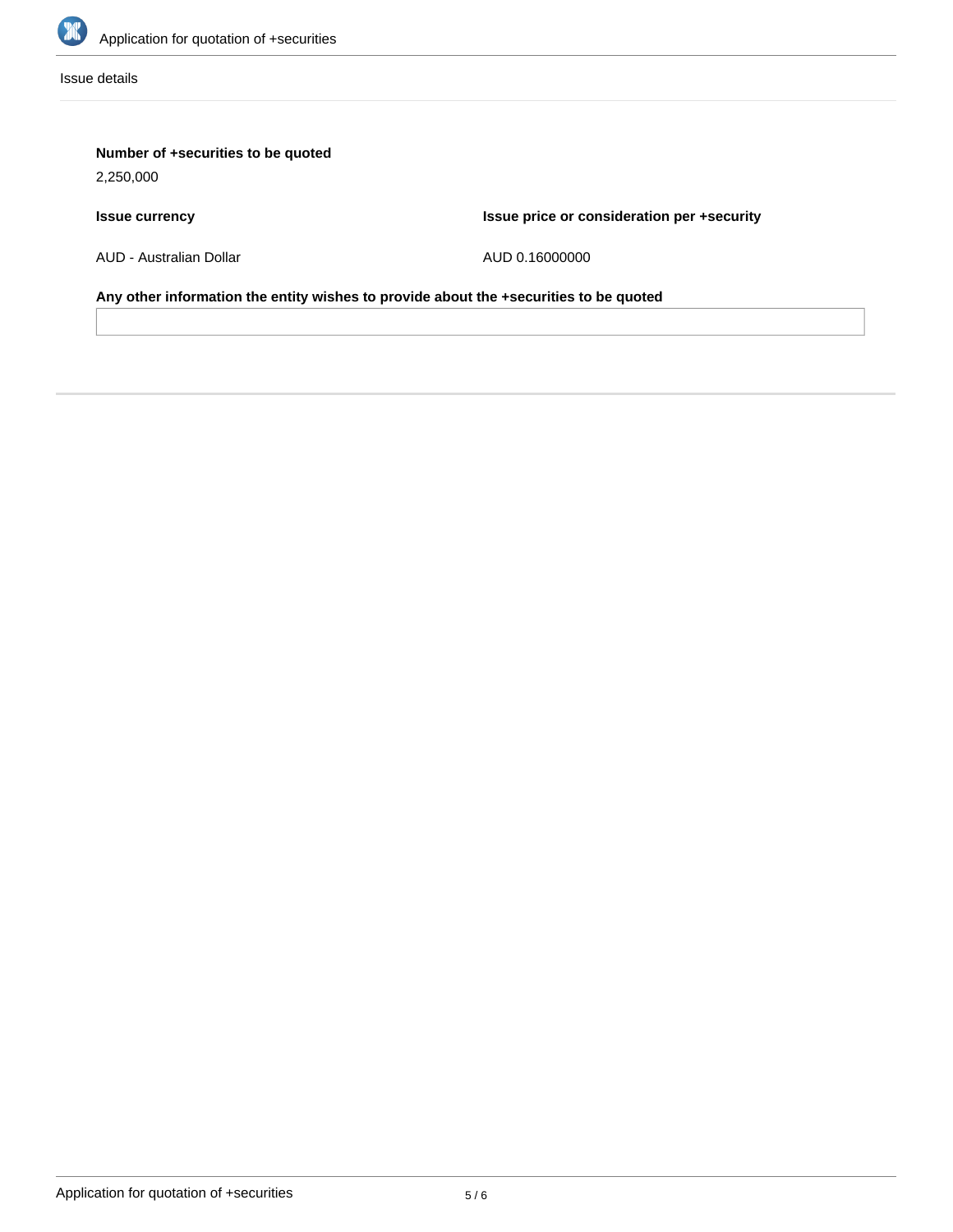Issue details

**Number of +securities to be quoted**

2,250,000

**Issue currency**

AUD - Australian Dollar

**Issue price or consideration per +security**

AUD 0.16000000

**Any other information the entity wishes to provide about the +securities to be quoted**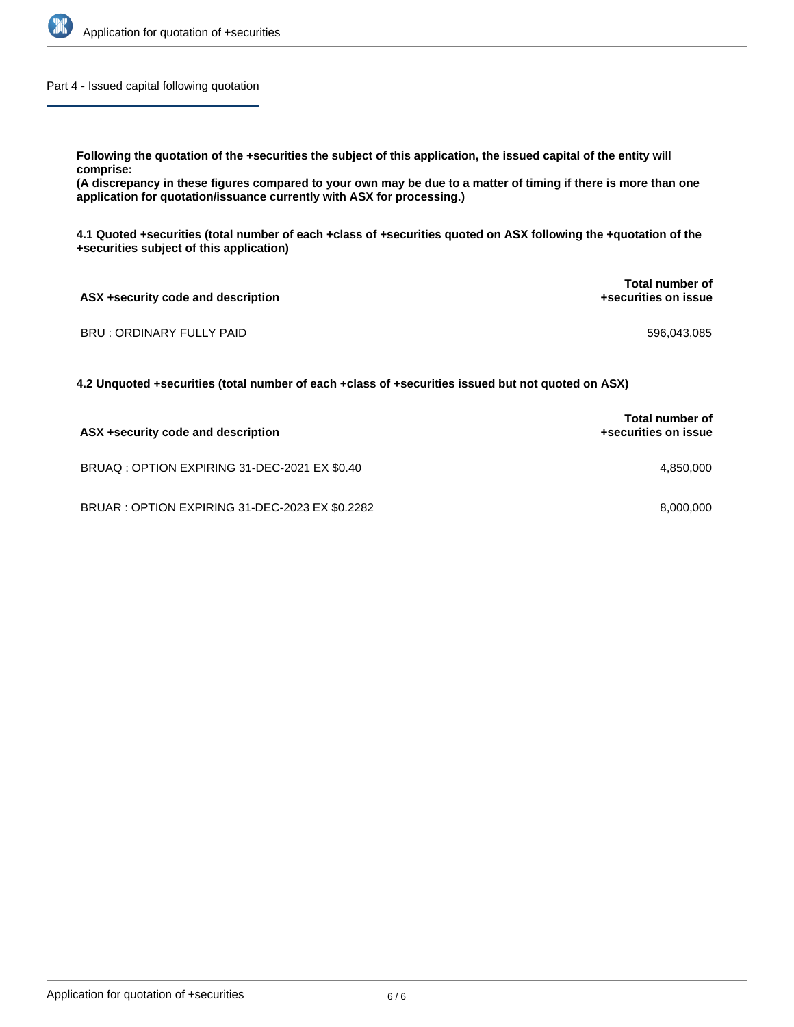## Part 4 - Issued capital following quotation

**Following the quotation of the +securities the subject of this application, the issued capital of the entity will comprise:**
**(A discrepancy in these figures compared to your own may be due to a matter of timing if there is more than one application for quotation/issuance currently with ASX for processing.)**

**4.1 Quoted +securities (total number of each +class of +securities quoted on ASX following the +quotation of the +securities subject of this application)**

| ASX +security code and description | Total number of +securities on issue |
| --- | --- |
| BRU : ORDINARY FULLY PAID | 596,043,085 |

**4.2 Unquoted +securities (total number of each +class of +securities issued but not quoted on ASX)**

| ASX +security code and description | Total number of +securities on issue |
| --- | --- |
| BRUAQ : OPTION EXPIRING 31-DEC-2021 EX $0.40 | 4,850,000 |
| BRUAR : OPTION EXPIRING 31-DEC-2023 EX $0.2282 | 8,000,000 |